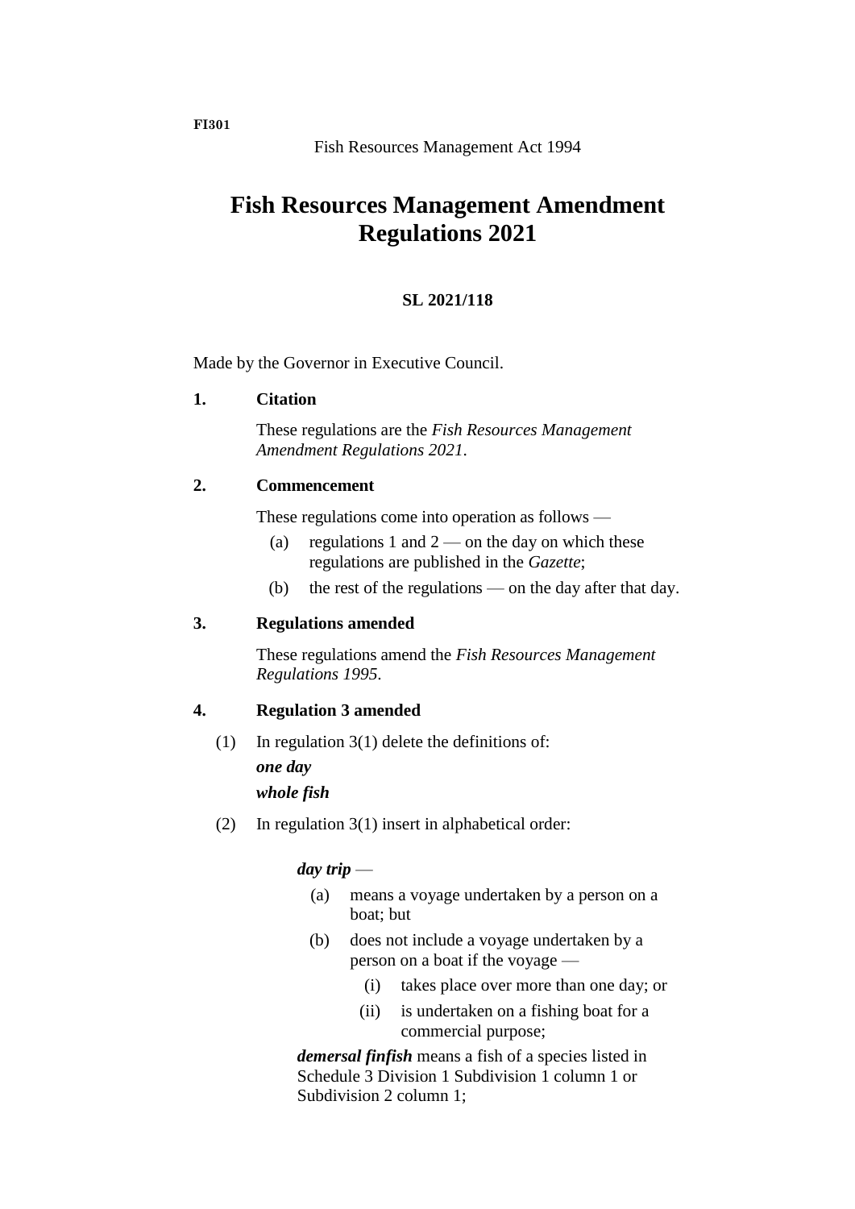FI301

Fish Resources Management Act 1994

# Fish Resources Management Amendment Regulations 2021

**SL 2021/118**

Made by the Governor in Executive Council.

## 1. Citation

These regulations are the *Fish Resources Management Amendment Regulations 2021*.

## 2. Commencement

These regulations come into operation as follows —

(a) regulations 1 and 2 — on the day on which these regulations are published in the *Gazette*;

(b) the rest of the regulations — on the day after that day.

## 3. Regulations amended

These regulations amend the *Fish Resources Management Regulations 1995*.

## 4. Regulation 3 amended

(1) In regulation 3(1) delete the definitions of:

***one day***

***whole fish***

(2) In regulation 3(1) insert in alphabetical order:

> ***day trip*** —
>
> (a) means a voyage undertaken by a person on a boat; but
>
> (b) does not include a voyage undertaken by a person on a boat if the voyage —
>
> (i) takes place over more than one day; or
>
> (ii) is undertaken on a fishing boat for a commercial purpose;
>
> ***demersal finfish*** means a fish of a species listed in Schedule 3 Division 1 Subdivision 1 column 1 or Subdivision 2 column 1;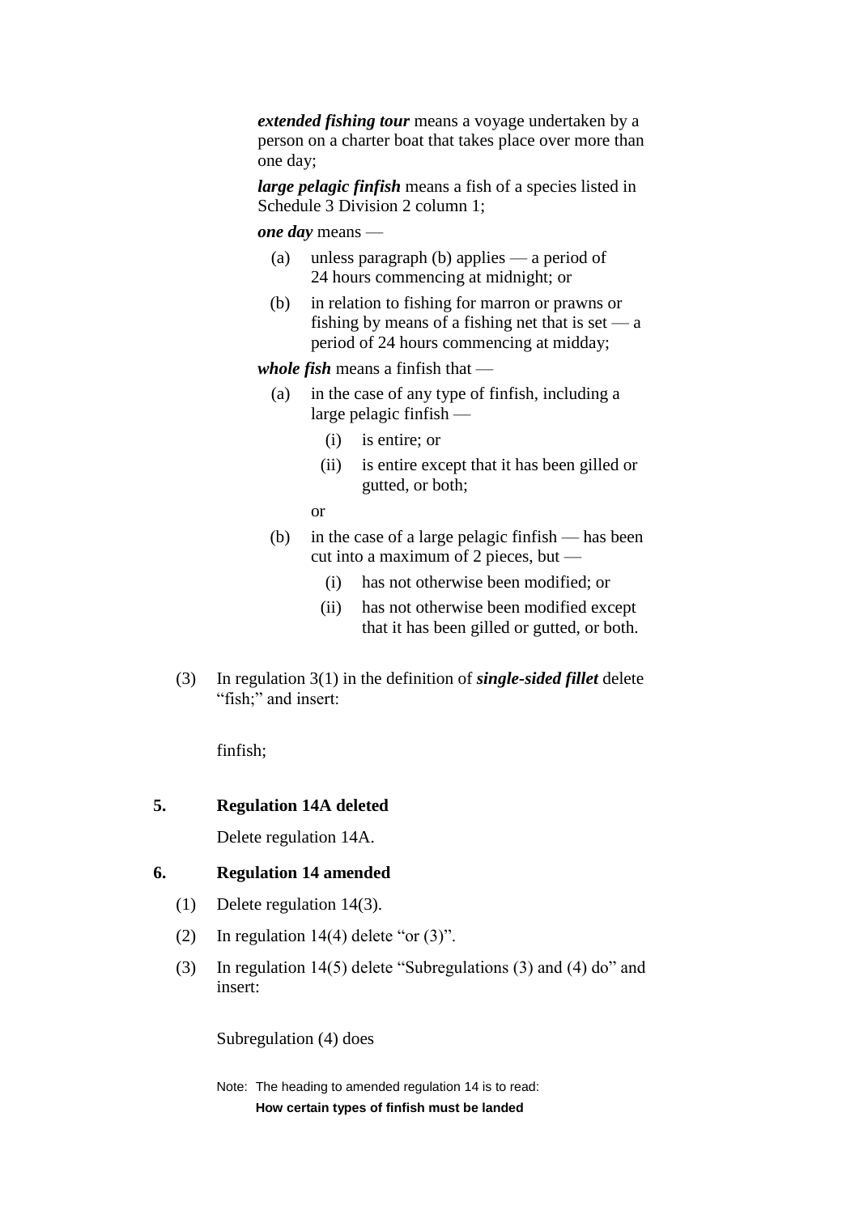***extended fishing tour*** means a voyage undertaken by a person on a charter boat that takes place over more than one day;

***large pelagic finfish*** means a fish of a species listed in Schedule 3 Division 2 column 1;

***one day*** means —

(a) unless paragraph (b) applies — a period of 24 hours commencing at midnight; or

(b) in relation to fishing for marron or prawns or fishing by means of a fishing net that is set — a period of 24 hours commencing at midday;

***whole fish*** means a finfish that —

(a) in the case of any type of finfish, including a large pelagic finfish —

(i) is entire; or

(ii) is entire except that it has been gilled or gutted, or both;

or

(b) in the case of a large pelagic finfish — has been cut into a maximum of 2 pieces, but —

(i) has not otherwise been modified; or

(ii) has not otherwise been modified except that it has been gilled or gutted, or both.

(3) In regulation 3(1) in the definition of ***single-sided fillet*** delete "fish;" and insert:

finfish;

**5. Regulation 14A deleted**

Delete regulation 14A.

**6. Regulation 14 amended**

(1) Delete regulation 14(3).

(2) In regulation 14(4) delete "or (3)".

(3) In regulation 14(5) delete "Subregulations (3) and (4) do" and insert:

Subregulation (4) does

Note: The heading to amended regulation 14 is to read:
**How certain types of finfish must be landed**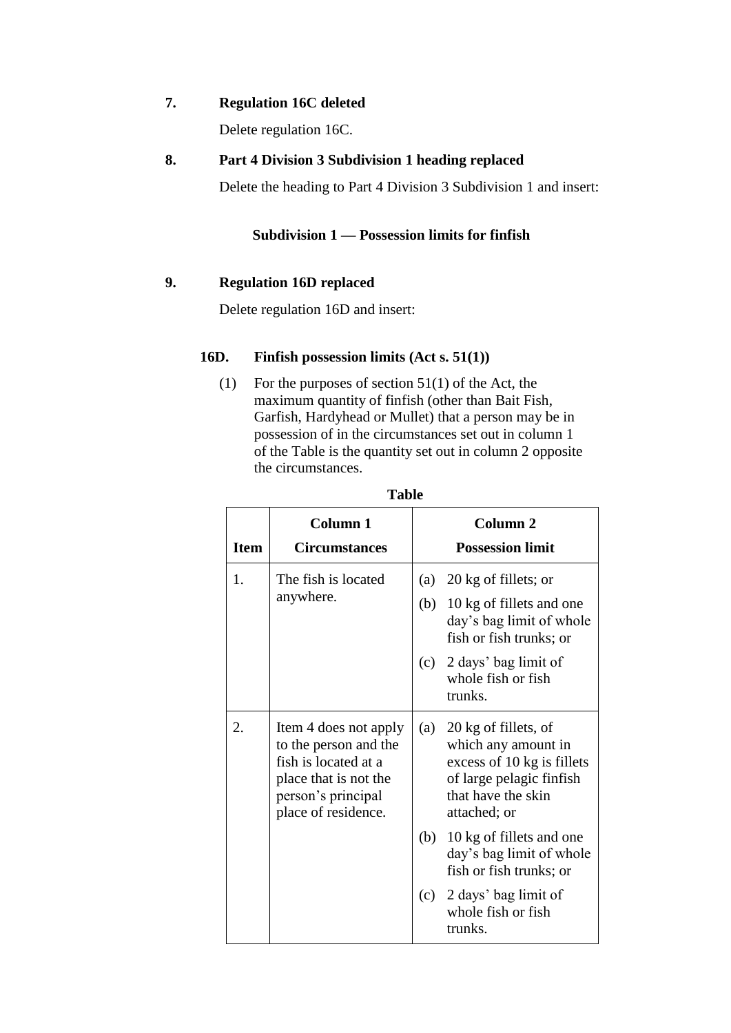**7. Regulation 16C deleted**

Delete regulation 16C.

**8. Part 4 Division 3 Subdivision 1 heading replaced**

Delete the heading to Part 4 Division 3 Subdivision 1 and insert:

**Subdivision 1 — Possession limits for finfish**

**9. Regulation 16D replaced**

Delete regulation 16D and insert:

**16D. Finfish possession limits (Act s. 51(1))**

(1) For the purposes of section 51(1) of the Act, the maximum quantity of finfish (other than Bait Fish, Garfish, Hardyhead or Mullet) that a person may be in possession of in the circumstances set out in column 1 of the Table is the quantity set out in column 2 opposite the circumstances.

**Table**

| Item | Column 1<br>Circumstances | Column 2<br>Possession limit |
|---|---|---|
| 1. | The fish is located anywhere. | (a) 20 kg of fillets; or<br>(b) 10 kg of fillets and one day's bag limit of whole fish or fish trunks; or<br>(c) 2 days' bag limit of whole fish or fish trunks. |
| 2. | Item 4 does not apply to the person and the fish is located at a place that is not the person's principal place of residence. | (a) 20 kg of fillets, of which any amount in excess of 10 kg is fillets of large pelagic finfish that have the skin attached; or<br>(b) 10 kg of fillets and one day's bag limit of whole fish or fish trunks; or<br>(c) 2 days' bag limit of whole fish or fish trunks. |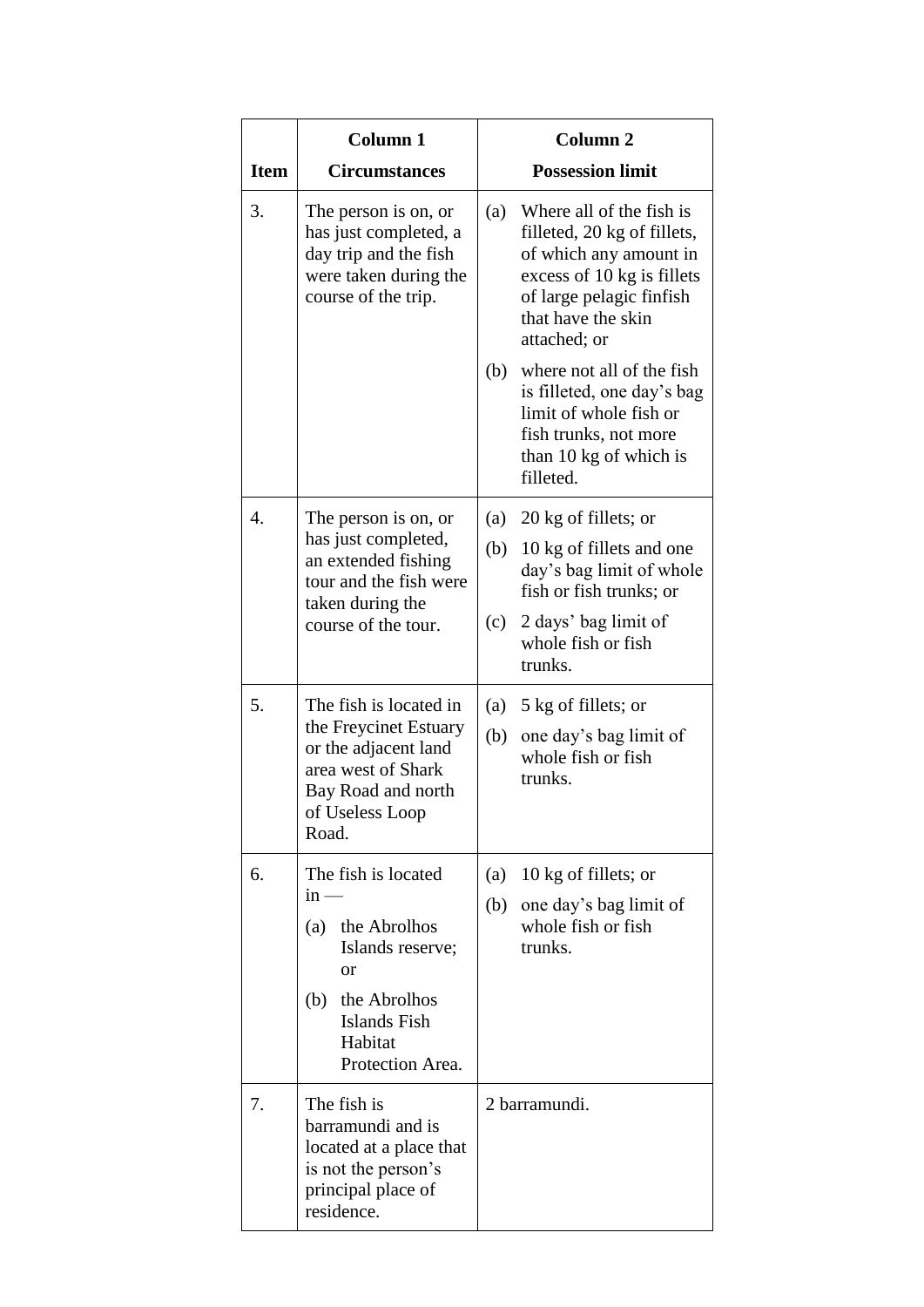| Item | Column 1<br>Circumstances | Column 2<br>Possession limit |
|---|---|---|
| 3. | The person is on, or has just completed, a day trip and the fish were taken during the course of the trip. | (a) Where all of the fish is filleted, 20 kg of fillets, of which any amount in excess of 10 kg is fillets of large pelagic finfish that have the skin attached; or<br>(b) where not all of the fish is filleted, one day's bag limit of whole fish or fish trunks, not more than 10 kg of which is filleted. |
| 4. | The person is on, or has just completed, an extended fishing tour and the fish were taken during the course of the tour. | (a) 20 kg of fillets; or<br>(b) 10 kg of fillets and one day's bag limit of whole fish or fish trunks; or<br>(c) 2 days' bag limit of whole fish or fish trunks. |
| 5. | The fish is located in the Freycinet Estuary or the adjacent land area west of Shark Bay Road and north of Useless Loop Road. | (a) 5 kg of fillets; or<br>(b) one day's bag limit of whole fish or fish trunks. |
| 6. | The fish is located in —<br>(a) the Abrolhos Islands reserve; or<br>(b) the Abrolhos Islands Fish Habitat Protection Area. | (a) 10 kg of fillets; or<br>(b) one day's bag limit of whole fish or fish trunks. |
| 7. | The fish is barramundi and is located at a place that is not the person's principal place of residence. | 2 barramundi. |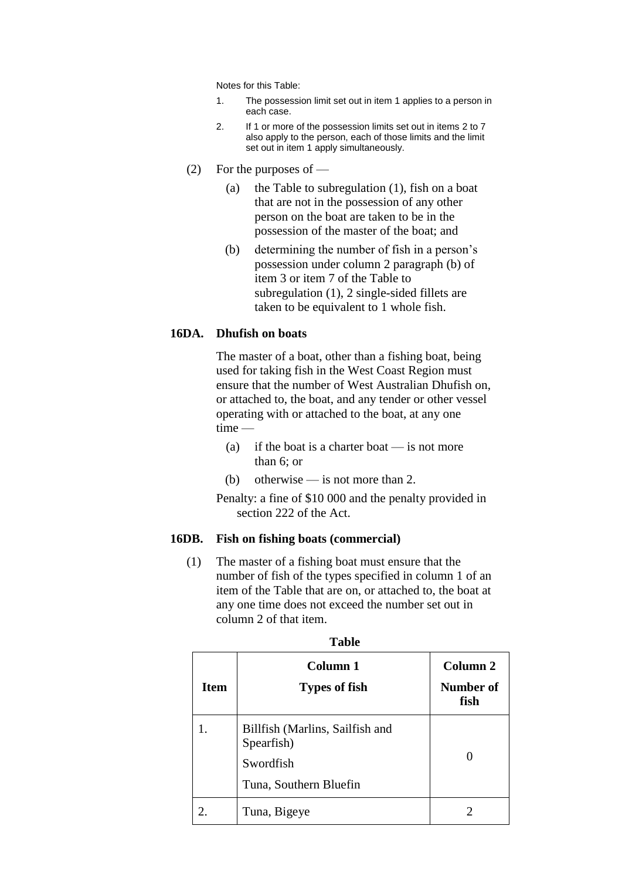Notes for this Table:

1. The possession limit set out in item 1 applies to a person in each case.
2. If 1 or more of the possession limits set out in items 2 to 7 also apply to the person, each of those limits and the limit set out in item 1 apply simultaneously.

(2) For the purposes of —

(a) the Table to subregulation (1), fish on a boat that are not in the possession of any other person on the boat are taken to be in the possession of the master of the boat; and

(b) determining the number of fish in a person's possession under column 2 paragraph (b) of item 3 or item 7 of the Table to subregulation (1), 2 single-sided fillets are taken to be equivalent to 1 whole fish.

### 16DA. Dhufish on boats

The master of a boat, other than a fishing boat, being used for taking fish in the West Coast Region must ensure that the number of West Australian Dhufish on, or attached to, the boat, and any tender or other vessel operating with or attached to the boat, at any one time —

(a) if the boat is a charter boat — is not more than 6; or

(b) otherwise — is not more than 2.

Penalty: a fine of $10 000 and the penalty provided in section 222 of the Act.

### 16DB. Fish on fishing boats (commercial)

(1) The master of a fishing boat must ensure that the number of fish of the types specified in column 1 of an item of the Table that are on, or attached to, the boat at any one time does not exceed the number set out in column 2 of that item.

**Table**

| Item | Column 1<br>Types of fish | Column 2<br>Number of fish |
|---|---|---|
| 1. | Billfish (Marlins, Sailfish and Spearfish)<br>Swordfish<br>Tuna, Southern Bluefin | 0 |
| 2. | Tuna, Bigeye | 2 |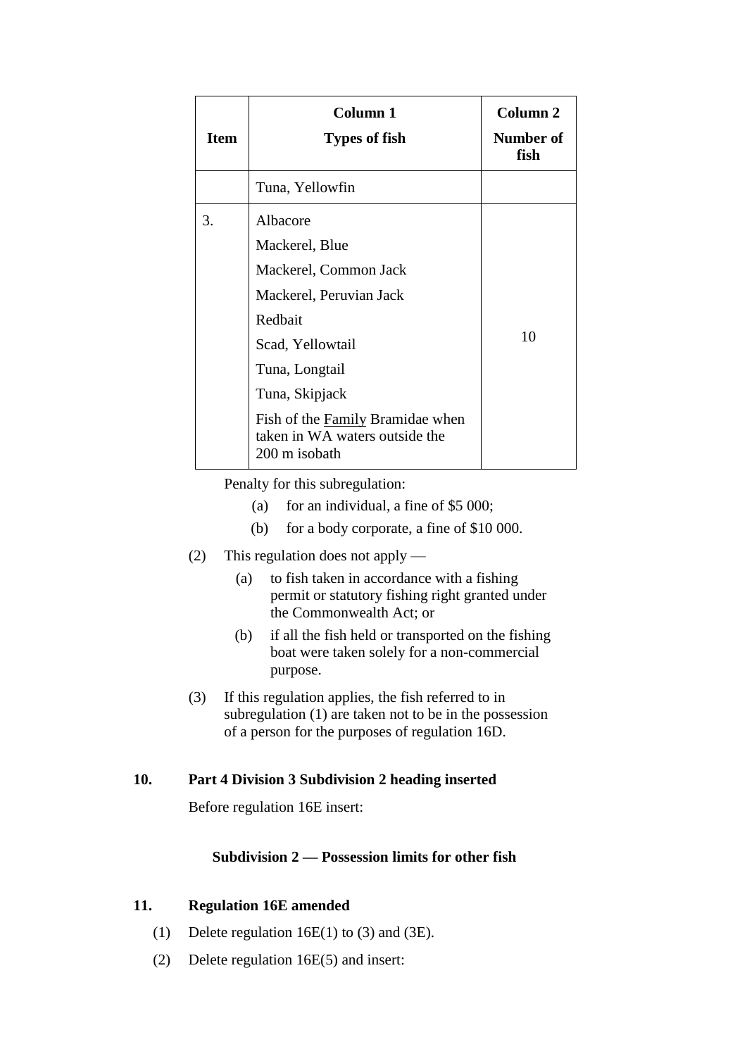| Item | Column 1<br>Types of fish | Column 2<br>Number of fish |
|---|---|---|
| | Tuna, Yellowfin | |
| 3. | Albacore<br>Mackerel, Blue<br>Mackerel, Common Jack<br>Mackerel, Peruvian Jack<br>Redbait<br>Scad, Yellowtail<br>Tuna, Longtail<br>Tuna, Skipjack<br>Fish of the Family Bramidae when taken in WA waters outside the 200 m isobath | 10 |

Penalty for this subregulation:

(a) for an individual, a fine of $5 000;

(b) for a body corporate, a fine of $10 000.

(2) This regulation does not apply —

(a) to fish taken in accordance with a fishing permit or statutory fishing right granted under the Commonwealth Act; or

(b) if all the fish held or transported on the fishing boat were taken solely for a non-commercial purpose.

(3) If this regulation applies, the fish referred to in subregulation (1) are taken not to be in the possession of a person for the purposes of regulation 16D.

**10. Part 4 Division 3 Subdivision 2 heading inserted**

Before regulation 16E insert:

**Subdivision 2 — Possession limits for other fish**

**11. Regulation 16E amended**

(1) Delete regulation 16E(1) to (3) and (3E).

(2) Delete regulation 16E(5) and insert: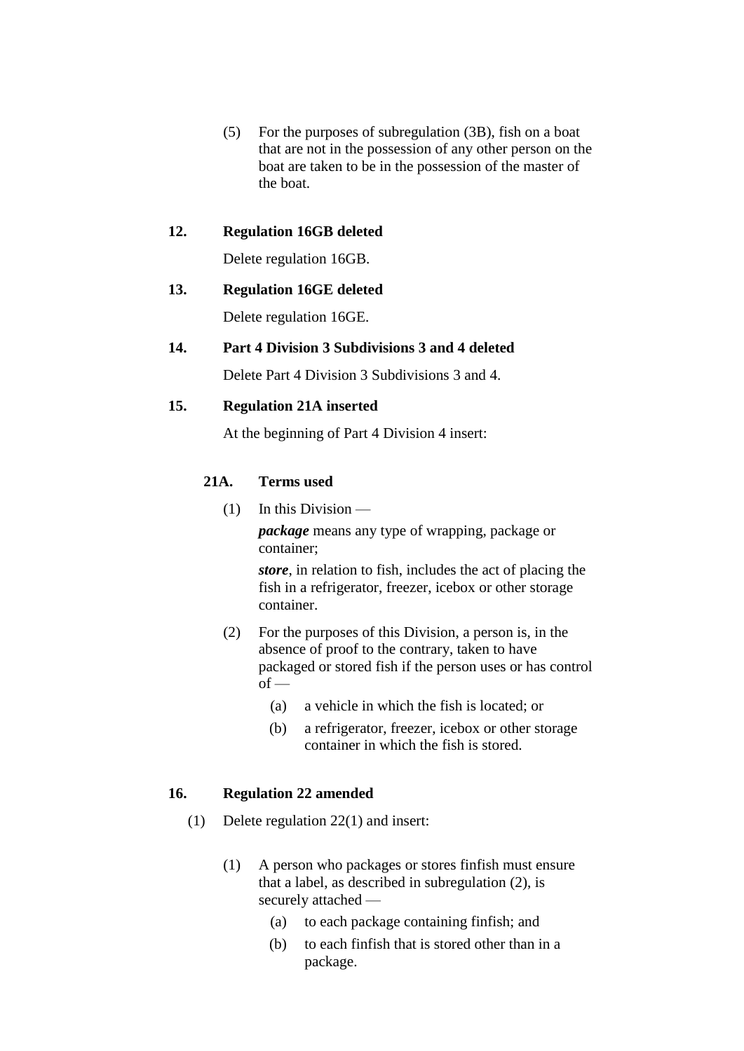(5) For the purposes of subregulation (3B), fish on a boat that are not in the possession of any other person on the boat are taken to be in the possession of the master of the boat.

### 12. Regulation 16GB deleted

Delete regulation 16GB.

### 13. Regulation 16GE deleted

Delete regulation 16GE.

### 14. Part 4 Division 3 Subdivisions 3 and 4 deleted

Delete Part 4 Division 3 Subdivisions 3 and 4.

### 15. Regulation 21A inserted

At the beginning of Part 4 Division 4 insert:

**21A. Terms used**

(1) In this Division —

***package*** means any type of wrapping, package or container;

***store***, in relation to fish, includes the act of placing the fish in a refrigerator, freezer, icebox or other storage container.

(2) For the purposes of this Division, a person is, in the absence of proof to the contrary, taken to have packaged or stored fish if the person uses or has control of —

(a) a vehicle in which the fish is located; or

(b) a refrigerator, freezer, icebox or other storage container in which the fish is stored.

### 16. Regulation 22 amended

(1) Delete regulation 22(1) and insert:

(1) A person who packages or stores finfish must ensure that a label, as described in subregulation (2), is securely attached —

(a) to each package containing finfish; and

(b) to each finfish that is stored other than in a package.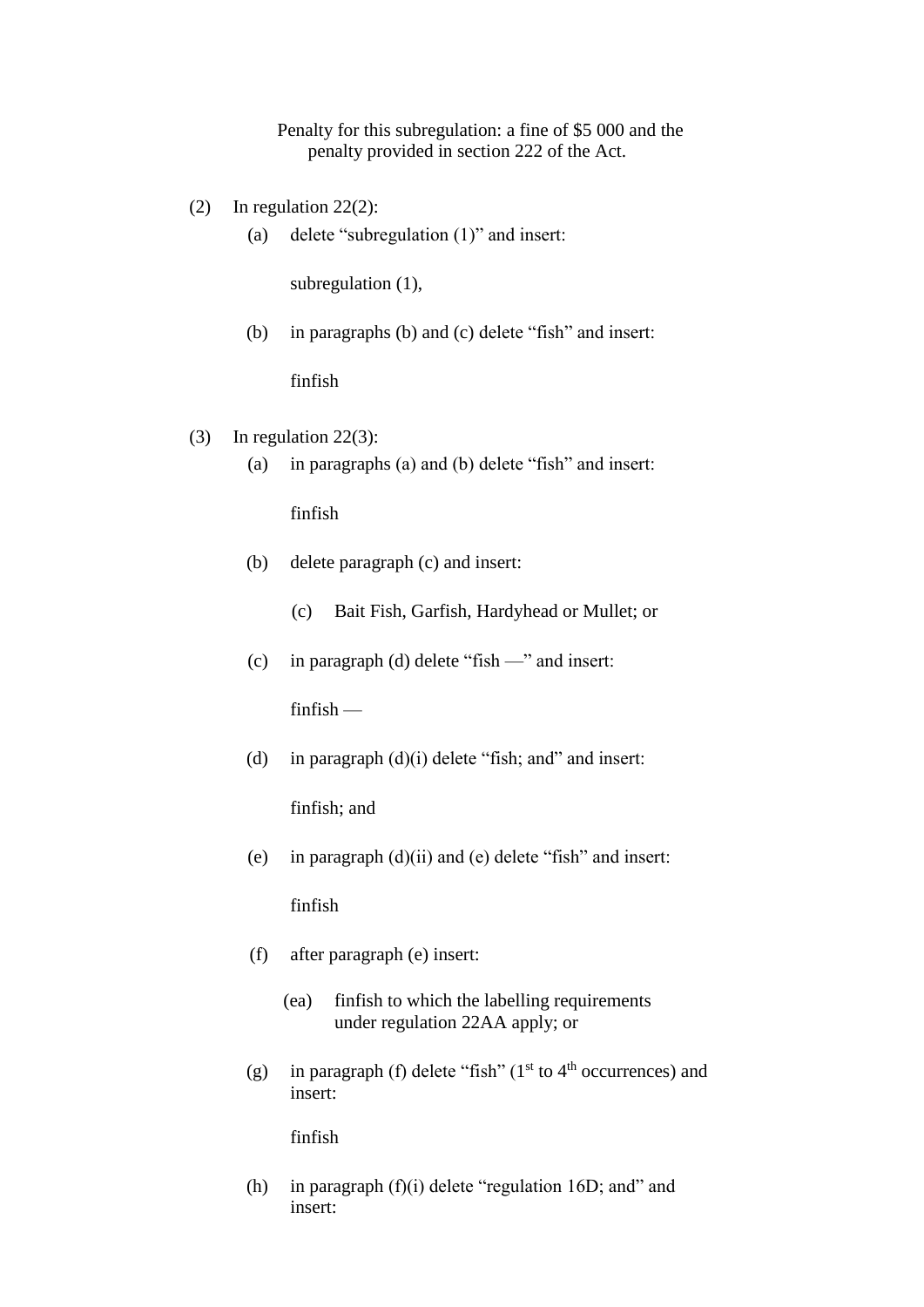Penalty for this subregulation: a fine of $5 000 and the penalty provided in section 222 of the Act.

(2) In regulation 22(2):

 (a) delete “subregulation (1)” and insert:

  subregulation (1),

 (b) in paragraphs (b) and (c) delete “fish” and insert:

  finfish

(3) In regulation 22(3):

 (a) in paragraphs (a) and (b) delete “fish” and insert:

  finfish

 (b) delete paragraph (c) and insert:

  (c) Bait Fish, Garfish, Hardyhead or Mullet; or

 (c) in paragraph (d) delete “fish —” and insert:

  finfish —

 (d) in paragraph (d)(i) delete “fish; and” and insert:

  finfish; and

 (e) in paragraph (d)(ii) and (e) delete “fish” and insert:

  finfish

 (f) after paragraph (e) insert:

  (ea) finfish to which the labelling requirements under regulation 22AA apply; or

 (g) in paragraph (f) delete “fish” (1st to 4th occurrences) and insert:

  finfish

 (h) in paragraph (f)(i) delete “regulation 16D; and” and insert: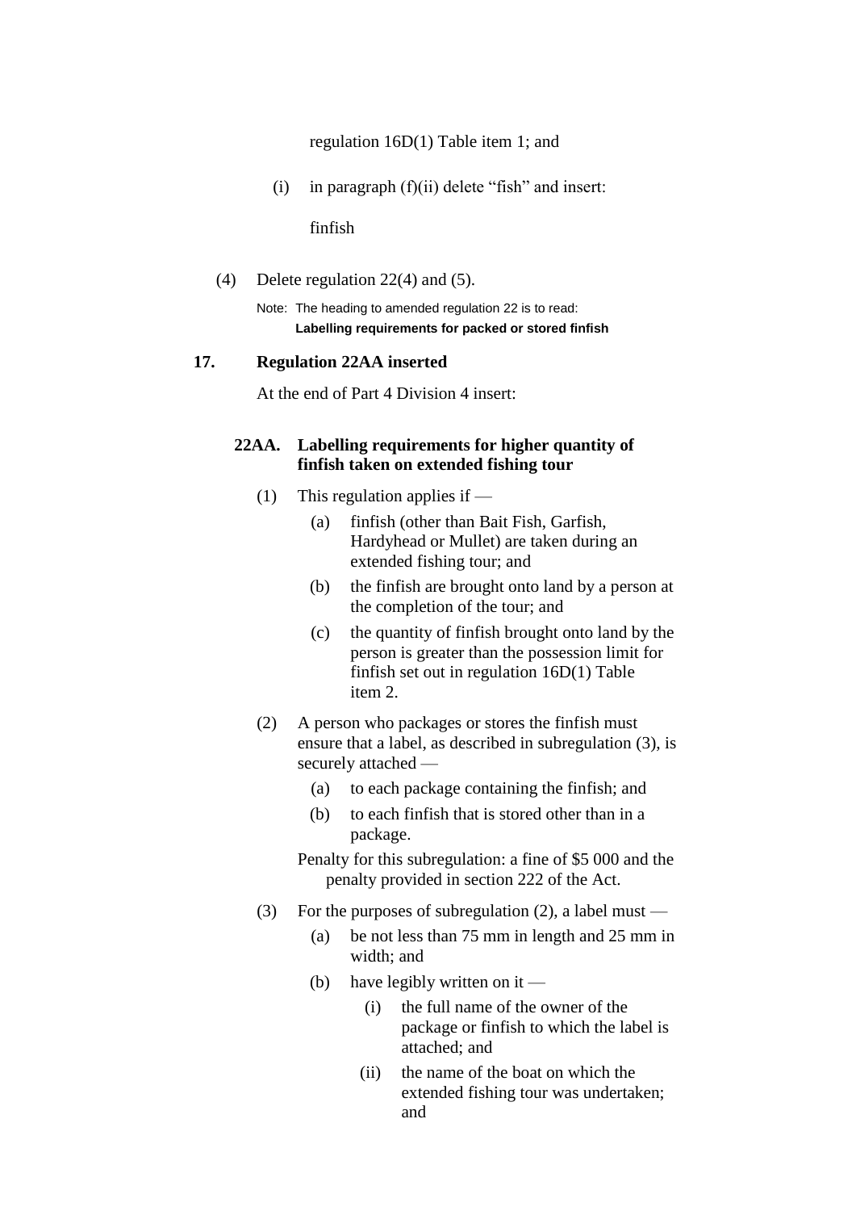regulation 16D(1) Table item 1; and

(i) in paragraph (f)(ii) delete "fish" and insert:

finfish

(4) Delete regulation 22(4) and (5).

Note: The heading to amended regulation 22 is to read:
**Labelling requirements for packed or stored finfish**

### 17. Regulation 22AA inserted

At the end of Part 4 Division 4 insert:

#### 22AA. Labelling requirements for higher quantity of finfish taken on extended fishing tour

(1) This regulation applies if —

(a) finfish (other than Bait Fish, Garfish, Hardyhead or Mullet) are taken during an extended fishing tour; and

(b) the finfish are brought onto land by a person at the completion of the tour; and

(c) the quantity of finfish brought onto land by the person is greater than the possession limit for finfish set out in regulation 16D(1) Table item 2.

(2) A person who packages or stores the finfish must ensure that a label, as described in subregulation (3), is securely attached —

(a) to each package containing the finfish; and

(b) to each finfish that is stored other than in a package.

Penalty for this subregulation: a fine of $5 000 and the penalty provided in section 222 of the Act.

(3) For the purposes of subregulation (2), a label must —

(a) be not less than 75 mm in length and 25 mm in width; and

(b) have legibly written on it —

(i) the full name of the owner of the package or finfish to which the label is attached; and

(ii) the name of the boat on which the extended fishing tour was undertaken; and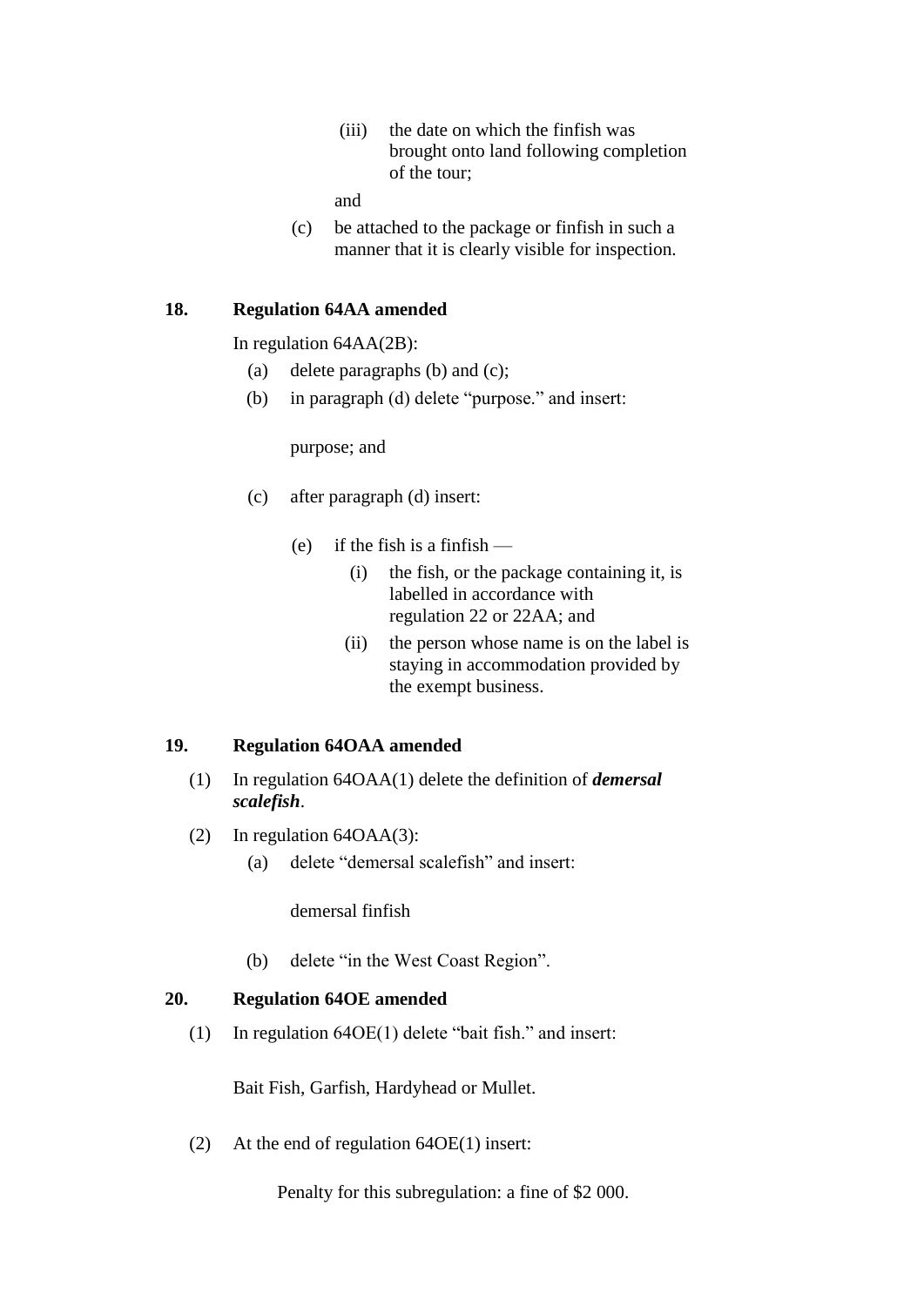(iii) the date on which the finfish was brought onto land following completion of the tour;

and

(c) be attached to the package or finfish in such a manner that it is clearly visible for inspection.

**18. Regulation 64AA amended**

In regulation 64AA(2B):

(a) delete paragraphs (b) and (c);

(b) in paragraph (d) delete "purpose." and insert:

purpose; and

(c) after paragraph (d) insert:

(e) if the fish is a finfish —

(i) the fish, or the package containing it, is labelled in accordance with regulation 22 or 22AA; and

(ii) the person whose name is on the label is staying in accommodation provided by the exempt business.

**19. Regulation 64OAA amended**

(1) In regulation 64OAA(1) delete the definition of ***demersal scalefish***.

(2) In regulation 64OAA(3):

(a) delete "demersal scalefish" and insert:

demersal finfish

(b) delete "in the West Coast Region".

**20. Regulation 64OE amended**

(1) In regulation 64OE(1) delete "bait fish." and insert:

Bait Fish, Garfish, Hardyhead or Mullet.

(2) At the end of regulation 64OE(1) insert:

Penalty for this subregulation: a fine of $2 000.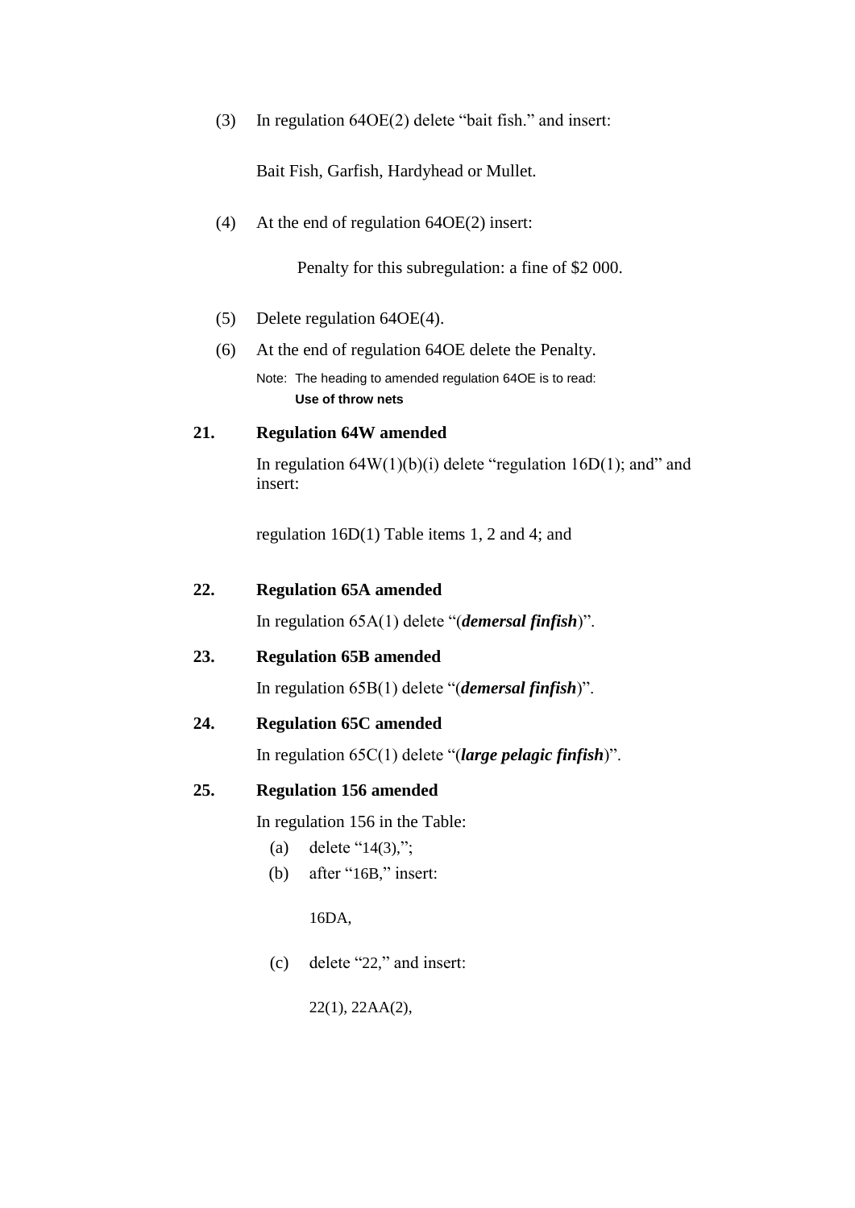(3) In regulation 64OE(2) delete "bait fish." and insert:

Bait Fish, Garfish, Hardyhead or Mullet.

(4) At the end of regulation 64OE(2) insert:

Penalty for this subregulation: a fine of $2 000.

(5) Delete regulation 64OE(4).

(6) At the end of regulation 64OE delete the Penalty.

Note: The heading to amended regulation 64OE is to read:
**Use of throw nets**

### 21. Regulation 64W amended

In regulation 64W(1)(b)(i) delete "regulation 16D(1); and" and insert:

regulation 16D(1) Table items 1, 2 and 4; and

### 22. Regulation 65A amended

In regulation 65A(1) delete "(***demersal finfish***)".

### 23. Regulation 65B amended

In regulation 65B(1) delete "(***demersal finfish***)".

### 24. Regulation 65C amended

In regulation 65C(1) delete "(***large pelagic finfish***)".

### 25. Regulation 156 amended

In regulation 156 in the Table:

(a) delete "14(3),";

(b) after "16B," insert:

16DA,

(c) delete "22," and insert:

22(1), 22AA(2),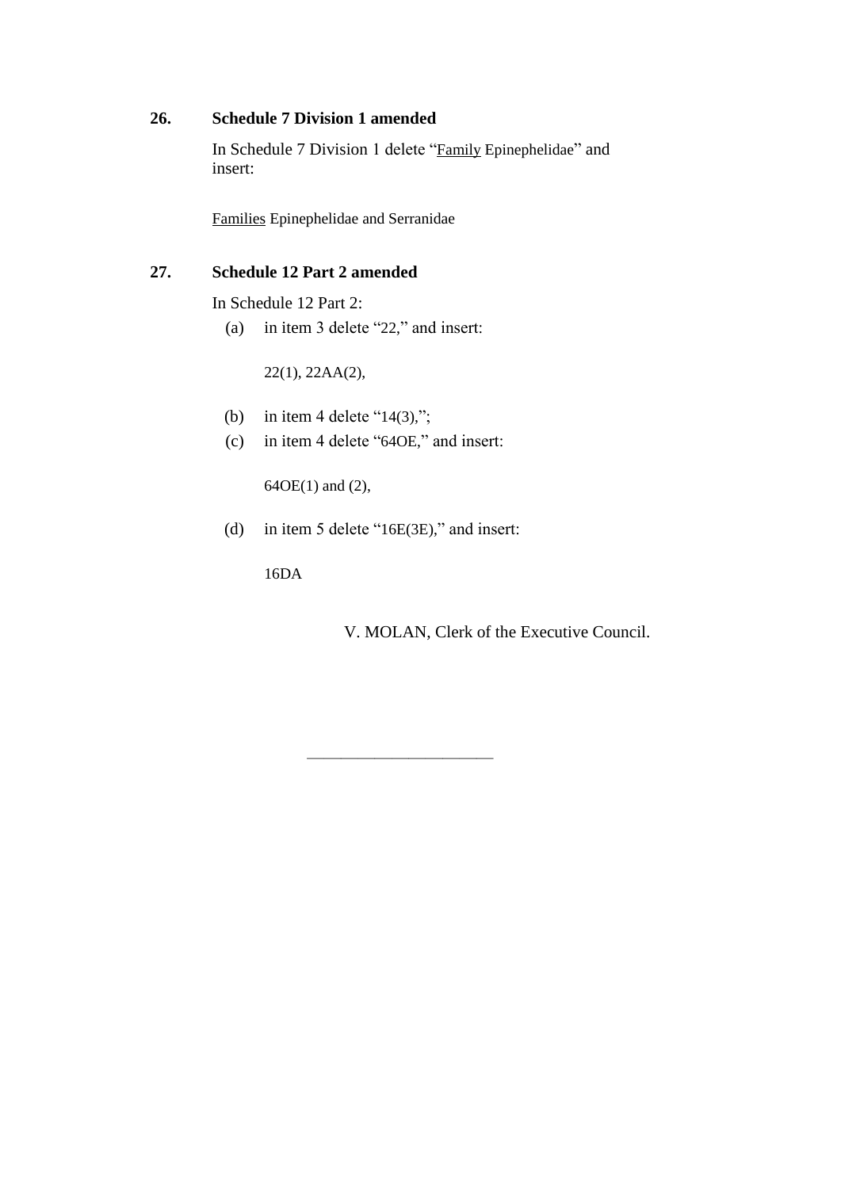**26. Schedule 7 Division 1 amended**

In Schedule 7 Division 1 delete "Family Epinephelidae" and insert:

Families Epinephelidae and Serranidae

**27. Schedule 12 Part 2 amended**

In Schedule 12 Part 2:

(a) in item 3 delete "22," and insert:

22(1), 22AA(2),

(b) in item 4 delete "14(3),";

(c) in item 4 delete "64OE," and insert:

64OE(1) and (2),

(d) in item 5 delete "16E(3E)," and insert:

16DA

V. MOLAN, Clerk of the Executive Council.

———————————